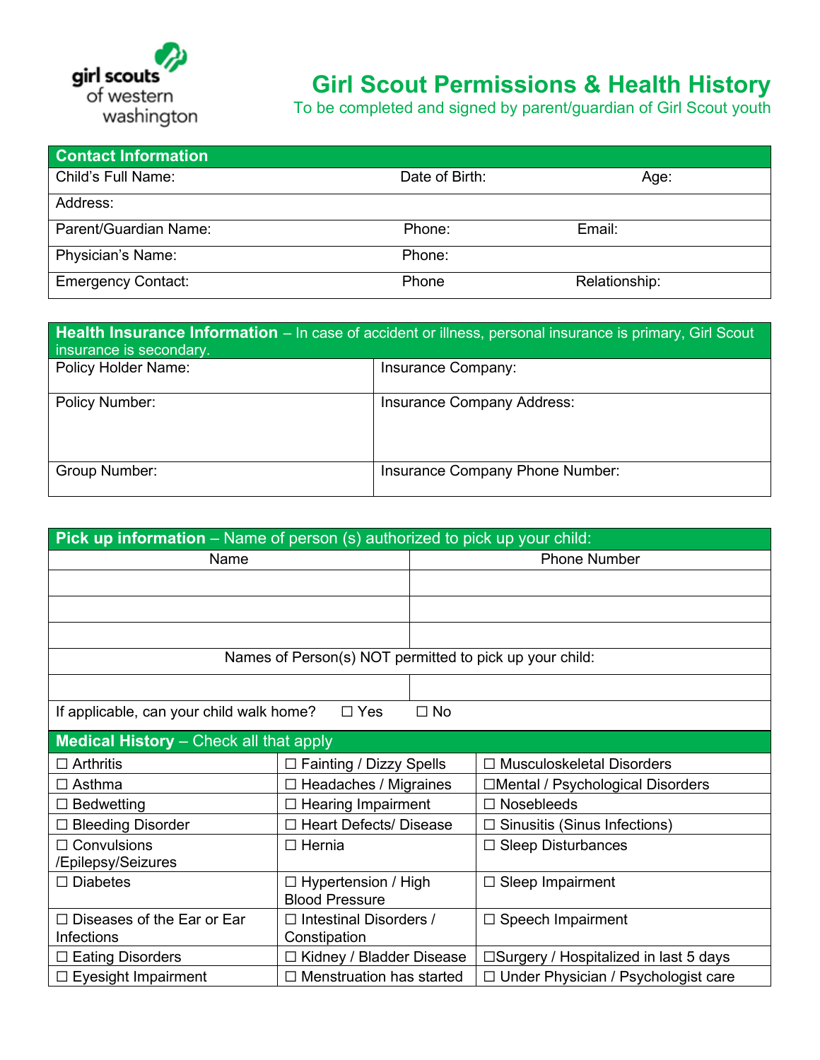girl scouts of western washington

# Girl Scout Permissions & Health History

To be completed and signed by parent/guardian of Girl Scout youth

| **Contact Information** | | |
|---|---|---|
| Child's Full Name: | Date of Birth: | Age: |
| Address: | | |
| Parent/Guardian Name: | Phone: | Email: |
| Physician's Name: | Phone: | |
| Emergency Contact: | Phone | Relationship: |

| **Health Insurance Information** – In case of accident or illness, personal insurance is primary, Girl Scout insurance is secondary. | |
|---|---|
| Policy Holder Name: | Insurance Company: |
| Policy Number: | Insurance Company Address: |
| Group Number: | Insurance Company Phone Number: |

| **Pick up information** – Name of person (s) authorized to pick up your child: | |
|---|---|
| Name | Phone Number |
| | |
| | |
| | |
| Names of Person(s) NOT permitted to pick up your child: | |
| | |
| If applicable, can your child walk home? ☐ Yes ☐ No | |

| **Medical History** – Check all that apply | | |
|---|---|---|
| ☐ Arthritis | ☐ Fainting / Dizzy Spells | ☐ Musculoskeletal Disorders |
| ☐ Asthma | ☐ Headaches / Migraines | ☐Mental / Psychological Disorders |
| ☐ Bedwetting | ☐ Hearing Impairment | ☐ Nosebleeds |
| ☐ Bleeding Disorder | ☐ Heart Defects/ Disease | ☐ Sinusitis (Sinus Infections) |
| ☐ Convulsions /Epilepsy/Seizures | ☐ Hernia | ☐ Sleep Disturbances |
| ☐ Diabetes | ☐ Hypertension / High Blood Pressure | ☐ Sleep Impairment |
| ☐ Diseases of the Ear or Ear Infections | ☐ Intestinal Disorders / Constipation | ☐ Speech Impairment |
| ☐ Eating Disorders | ☐ Kidney / Bladder Disease | ☐Surgery / Hospitalized in last 5 days |
| ☐ Eyesight Impairment | ☐ Menstruation has started | ☐ Under Physician / Psychologist care |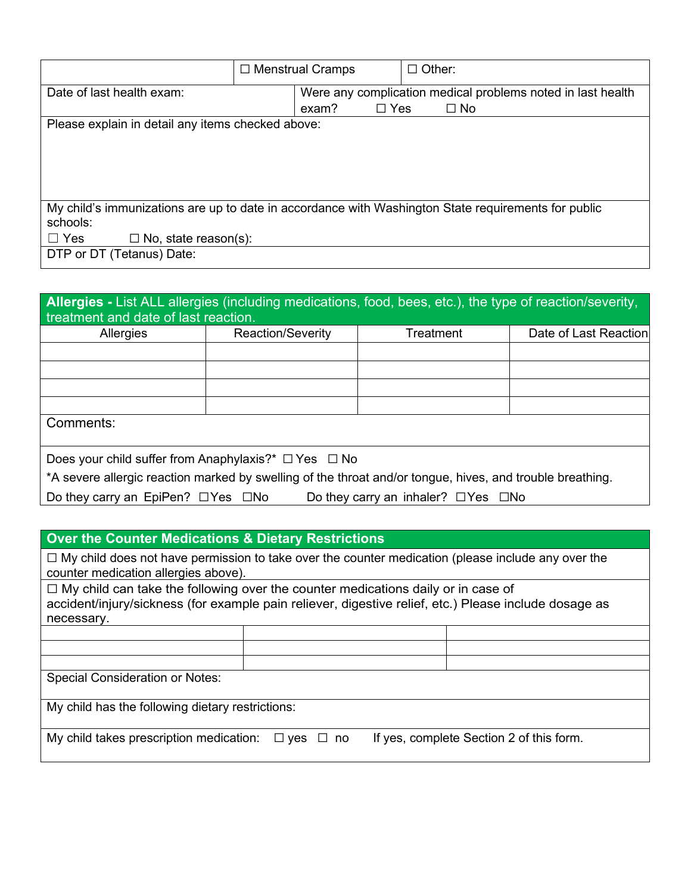| | ☐ Menstrual Cramps | ☐ Other: |
|---|---|---|

| Date of last health exam: | Were any complication medical problems noted in last health exam? ☐ Yes ☐ No |
|---|---|

Please explain in detail any items checked above:

My child's immunizations are up to date in accordance with Washington State requirements for public schools:
☐ Yes ☐ No, state reason(s):

DTP or DT (Tetanus) Date:

## Allergies - List ALL allergies (including medications, food, bees, etc.), the type of reaction/severity, treatment and date of last reaction.

| Allergies | Reaction/Severity | Treatment | Date of Last Reaction |
|---|---|---|---|
| | | | |
| | | | |
| | | | |
| | | | |

Comments:

Does your child suffer from Anaphylaxis?* ☐ Yes ☐ No

*A severe allergic reaction marked by swelling of the throat and/or tongue, hives, and trouble breathing.

Do they carry an EpiPen? ☐Yes ☐No Do they carry an inhaler? ☐Yes ☐No

## Over the Counter Medications & Dietary Restrictions

☐ My child does not have permission to take over the counter medication (please include any over the counter medication allergies above).

☐ My child can take the following over the counter medications daily or in case of accident/injury/sickness (for example pain reliever, digestive relief, etc.) Please include dosage as necessary.

| | | |
|---|---|---|
| | | |
| | | |
| | | |

Special Consideration or Notes:

My child has the following dietary restrictions:

My child takes prescription medication: ☐ yes ☐ no If yes, complete Section 2 of this form.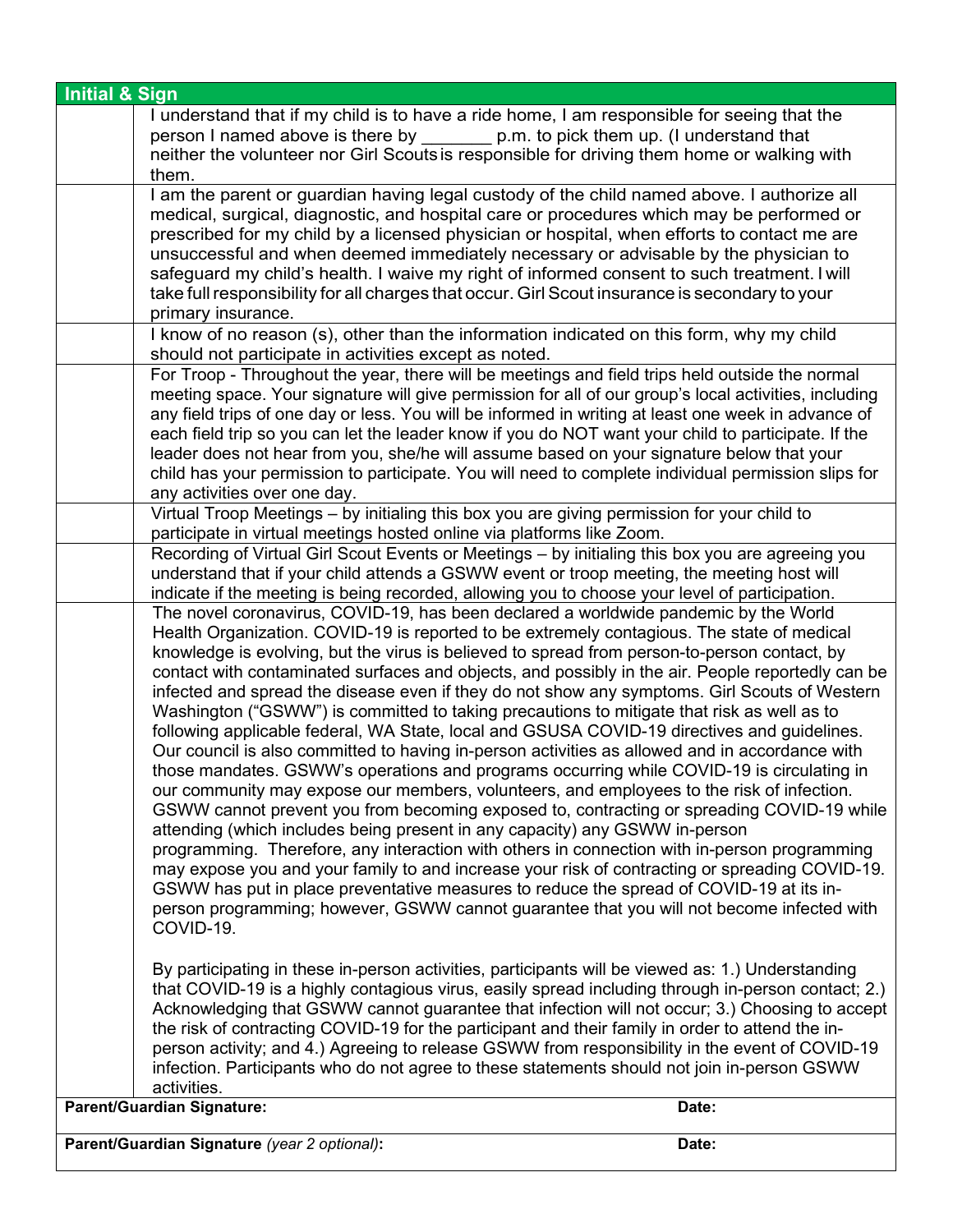| Initial & Sign | |
|---|---|
| | I understand that if my child is to have a ride home, I am responsible for seeing that the person I named above is there by _______ p.m. to pick them up. (I understand that neither the volunteer nor Girl Scouts is responsible for driving them home or walking with them. |
| | I am the parent or guardian having legal custody of the child named above. I authorize all medical, surgical, diagnostic, and hospital care or procedures which may be performed or prescribed for my child by a licensed physician or hospital, when efforts to contact me are unsuccessful and when deemed immediately necessary or advisable by the physician to safeguard my child's health. I waive my right of informed consent to such treatment. I will take full responsibility for all charges that occur. Girl Scout insurance is secondary to your primary insurance. |
| | I know of no reason (s), other than the information indicated on this form, why my child should not participate in activities except as noted. |
| | For Troop - Throughout the year, there will be meetings and field trips held outside the normal meeting space. Your signature will give permission for all of our group's local activities, including any field trips of one day or less. You will be informed in writing at least one week in advance of each field trip so you can let the leader know if you do NOT want your child to participate. If the leader does not hear from you, she/he will assume based on your signature below that your child has your permission to participate. You will need to complete individual permission slips for any activities over one day. |
| | Virtual Troop Meetings – by initialing this box you are giving permission for your child to participate in virtual meetings hosted online via platforms like Zoom. |
| | Recording of Virtual Girl Scout Events or Meetings – by initialing this box you are agreeing you understand that if your child attends a GSWW event or troop meeting, the meeting host will indicate if the meeting is being recorded, allowing you to choose your level of participation. |
| | The novel coronavirus, COVID-19, has been declared a worldwide pandemic by the World Health Organization. COVID-19 is reported to be extremely contagious. The state of medical knowledge is evolving, but the virus is believed to spread from person-to-person contact, by contact with contaminated surfaces and objects, and possibly in the air. People reportedly can be infected and spread the disease even if they do not show any symptoms. Girl Scouts of Western Washington ("GSWW") is committed to taking precautions to mitigate that risk as well as to following applicable federal, WA State, local and GSUSA COVID-19 directives and guidelines. Our council is also committed to having in-person activities as allowed and in accordance with those mandates. GSWW's operations and programs occurring while COVID-19 is circulating in our community may expose our members, volunteers, and employees to the risk of infection. GSWW cannot prevent you from becoming exposed to, contracting or spreading COVID-19 while attending (which includes being present in any capacity) any GSWW in-person programming. Therefore, any interaction with others in connection with in-person programming may expose you and your family to and increase your risk of contracting or spreading COVID-19. GSWW has put in place preventative measures to reduce the spread of COVID-19 at its in-person programming; however, GSWW cannot guarantee that you will not become infected with COVID-19.<br><br>By participating in these in-person activities, participants will be viewed as: 1.) Understanding that COVID-19 is a highly contagious virus, easily spread including through in-person contact; 2.) Acknowledging that GSWW cannot guarantee that infection will not occur; 3.) Choosing to accept the risk of contracting COVID-19 for the participant and their family in order to attend the in-person activity; and 4.) Agreeing to release GSWW from responsibility in the event of COVID-19 infection. Participants who do not agree to these statements should not join in-person GSWW activities. |

| **Parent/Guardian Signature:** | **Date:** |
|---|---|
| **Parent/Guardian Signature** *(year 2 optional)***:** | **Date:** |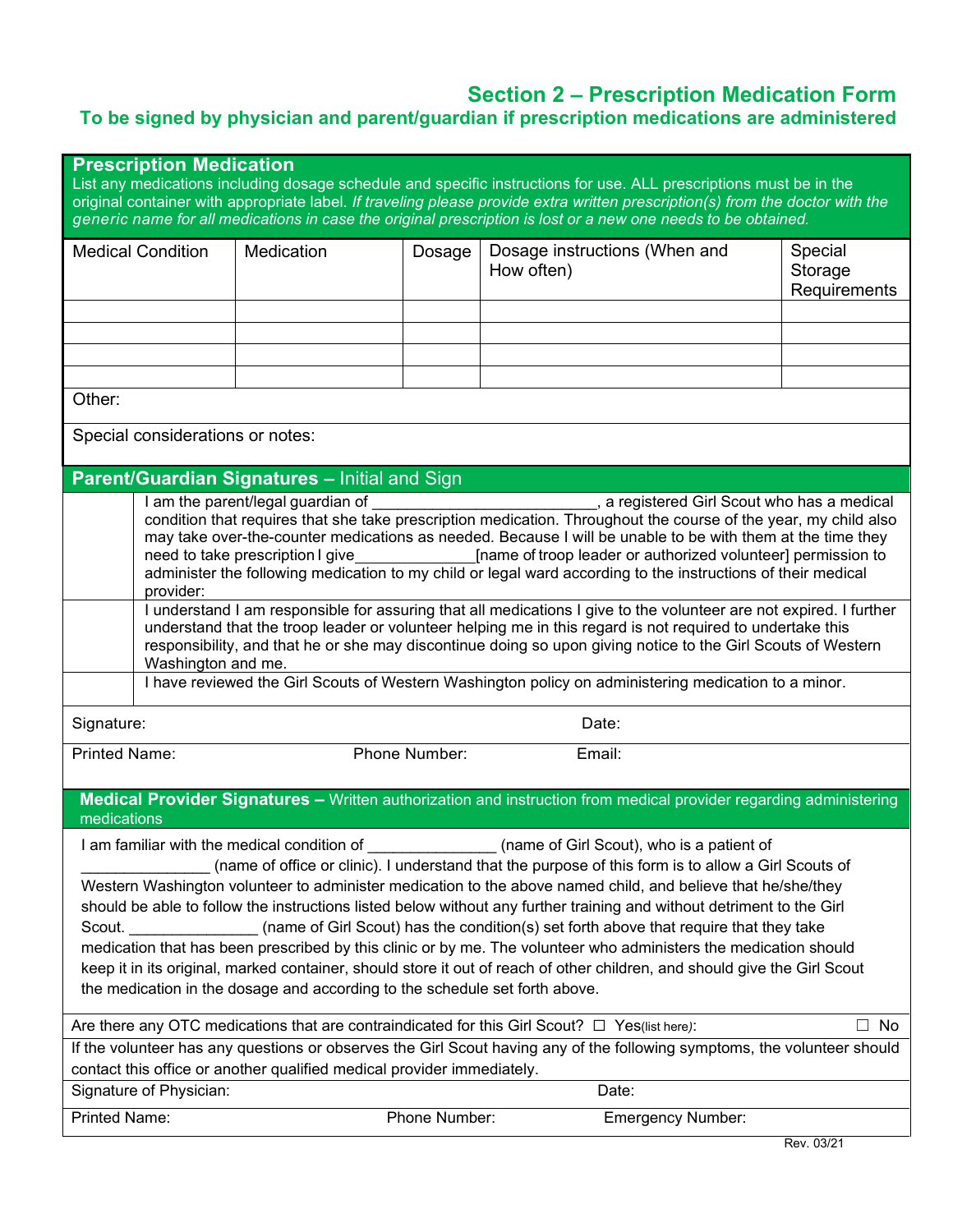## Section 2 – Prescription Medication Form

**To be signed by physician and parent/guardian if prescription medications are administered**

### Prescription Medication

List any medications including dosage schedule and specific instructions for use. ALL prescriptions must be in the original container with appropriate label. *If traveling please provide extra written prescription(s) from the doctor with the generic name for all medications in case the original prescription is lost or a new one needs to be obtained.*

| Medical Condition | Medication | Dosage | Dosage instructions (When and How often) | Special Storage Requirements |
|---|---|---|---|---|
| | | | | |
| | | | | |
| | | | | |
| | | | | |

Other:

Special considerations or notes:

### Parent/Guardian Signatures – Initial and Sign

| | |
|---|---|
| | I am the parent/legal guardian of _________________________, a registered Girl Scout who has a medical condition that requires that she take prescription medication. Throughout the course of the year, my child also may take over-the-counter medications as needed. Because I will be unable to be with them at the time they need to take prescription I give_____________[name of troop leader or authorized volunteer] permission to administer the following medication to my child or legal ward according to the instructions of their medical provider: |
| | I understand I am responsible for assuring that all medications I give to the volunteer are not expired. I further understand that the troop leader or volunteer helping me in this regard is not required to undertake this responsibility, and that he or she may discontinue doing so upon giving notice to the Girl Scouts of Western Washington and me. |
| | I have reviewed the Girl Scouts of Western Washington policy on administering medication to a minor. |

Signature: Date:

Printed Name: Phone Number: Email:

### Medical Provider Signatures – Written authorization and instruction from medical provider regarding administering medications

I am familiar with the medical condition of ______________ (name of Girl Scout), who is a patient of ______________ (name of office or clinic). I understand that the purpose of this form is to allow a Girl Scouts of Western Washington volunteer to administer medication to the above named child, and believe that he/she/they should be able to follow the instructions listed below without any further training and without detriment to the Girl Scout. ______________ (name of Girl Scout) has the condition(s) set forth above that require that they take medication that has been prescribed by this clinic or by me. The volunteer who administers the medication should keep it in its original, marked container, should store it out of reach of other children, and should give the Girl Scout the medication in the dosage and according to the schedule set forth above.

Are there any OTC medications that are contraindicated for this Girl Scout? ☐ Yes(list here): ☐ No

If the volunteer has any questions or observes the Girl Scout having any of the following symptoms, the volunteer should contact this office or another qualified medical provider immediately.

Signature of Physician: Date:

Printed Name: Phone Number: Emergency Number:

Rev. 03/21